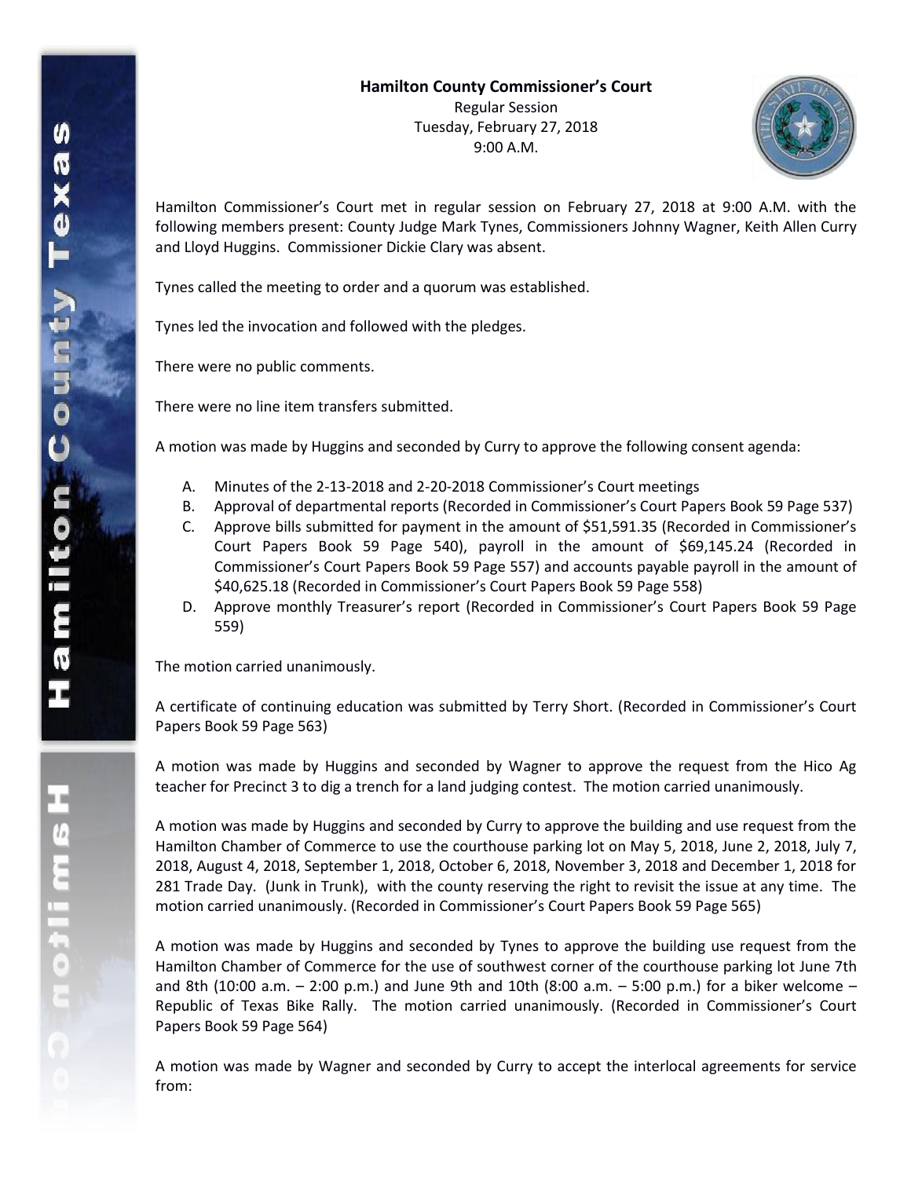**Hamilton County Commissioner's Court**

Regular Session

Tuesday, February 27, 2018

9:00 A.M.

Hamilton Commissioner's Court met in regular session on February 27, 2018 at 9:00 A.M. with the following members present: County Judge Mark Tynes, Commissioners Johnny Wagner, Keith Allen Curry and Lloyd Huggins. Commissioner Dickie Clary was absent.

Tynes called the meeting to order and a quorum was established.

Tynes led the invocation and followed with the pledges.

There were no public comments.

There were no line item transfers submitted.

A motion was made by Huggins and seconded by Curry to approve the following consent agenda:

A. Minutes of the 2-13-2018 and 2-20-2018 Commissioner's Court meetings
B. Approval of departmental reports (Recorded in Commissioner's Court Papers Book 59 Page 537)
C. Approve bills submitted for payment in the amount of $51,591.35 (Recorded in Commissioner's Court Papers Book 59 Page 540), payroll in the amount of $69,145.24 (Recorded in Commissioner's Court Papers Book 59 Page 557) and accounts payable payroll in the amount of $40,625.18 (Recorded in Commissioner's Court Papers Book 59 Page 558)
D. Approve monthly Treasurer's report (Recorded in Commissioner's Court Papers Book 59 Page 559)

The motion carried unanimously.

A certificate of continuing education was submitted by Terry Short. (Recorded in Commissioner's Court Papers Book 59 Page 563)

A motion was made by Huggins and seconded by Wagner to approve the request from the Hico Ag teacher for Precinct 3 to dig a trench for a land judging contest. The motion carried unanimously.

A motion was made by Huggins and seconded by Curry to approve the building and use request from the Hamilton Chamber of Commerce to use the courthouse parking lot on May 5, 2018, June 2, 2018, July 7, 2018, August 4, 2018, September 1, 2018, October 6, 2018, November 3, 2018 and December 1, 2018 for 281 Trade Day. (Junk in Trunk), with the county reserving the right to revisit the issue at any time. The motion carried unanimously. (Recorded in Commissioner's Court Papers Book 59 Page 565)

A motion was made by Huggins and seconded by Tynes to approve the building use request from the Hamilton Chamber of Commerce for the use of southwest corner of the courthouse parking lot June 7th and 8th (10:00 a.m. – 2:00 p.m.) and June 9th and 10th (8:00 a.m. – 5:00 p.m.) for a biker welcome – Republic of Texas Bike Rally. The motion carried unanimously. (Recorded in Commissioner's Court Papers Book 59 Page 564)

A motion was made by Wagner and seconded by Curry to accept the interlocal agreements for service from: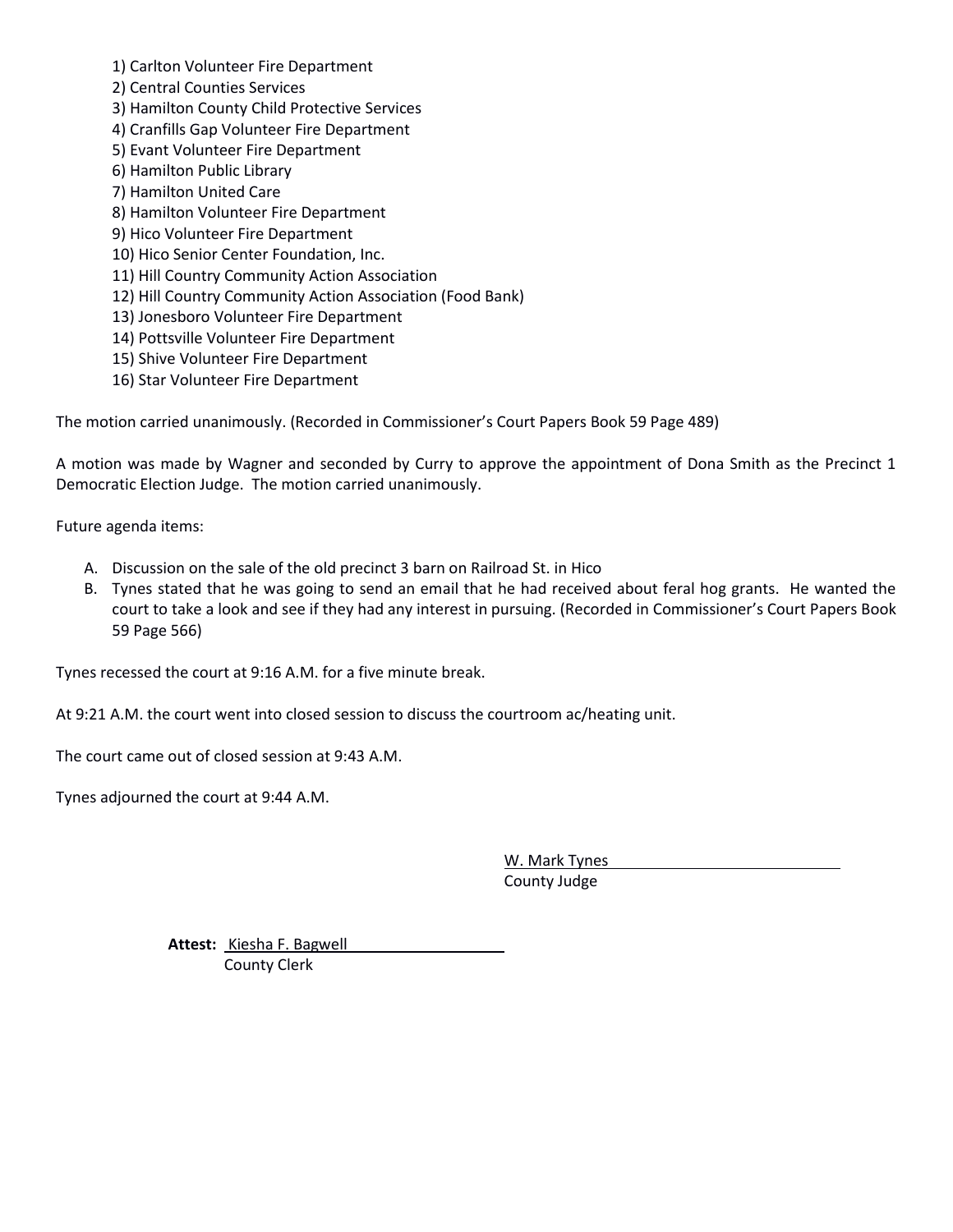1) Carlton Volunteer Fire Department
2) Central Counties Services
3) Hamilton County Child Protective Services
4) Cranfills Gap Volunteer Fire Department
5) Evant Volunteer Fire Department
6) Hamilton Public Library
7) Hamilton United Care
8) Hamilton Volunteer Fire Department
9) Hico Volunteer Fire Department
10) Hico Senior Center Foundation, Inc.
11) Hill Country Community Action Association
12) Hill Country Community Action Association (Food Bank)
13) Jonesboro Volunteer Fire Department
14) Pottsville Volunteer Fire Department
15) Shive Volunteer Fire Department
16) Star Volunteer Fire Department

The motion carried unanimously. (Recorded in Commissioner's Court Papers Book 59 Page 489)

A motion was made by Wagner and seconded by Curry to approve the appointment of Dona Smith as the Precinct 1 Democratic Election Judge. The motion carried unanimously.

Future agenda items:

A. Discussion on the sale of the old precinct 3 barn on Railroad St. in Hico
B. Tynes stated that he was going to send an email that he had received about feral hog grants. He wanted the court to take a look and see if they had any interest in pursuing. (Recorded in Commissioner's Court Papers Book 59 Page 566)

Tynes recessed the court at 9:16 A.M. for a five minute break.

At 9:21 A.M. the court went into closed session to discuss the courtroom ac/heating unit.

The court came out of closed session at 9:43 A.M.

Tynes adjourned the court at 9:44 A.M.

W. Mark Tynes
County Judge

**Attest:** Kiesha F. Bagwell
County Clerk